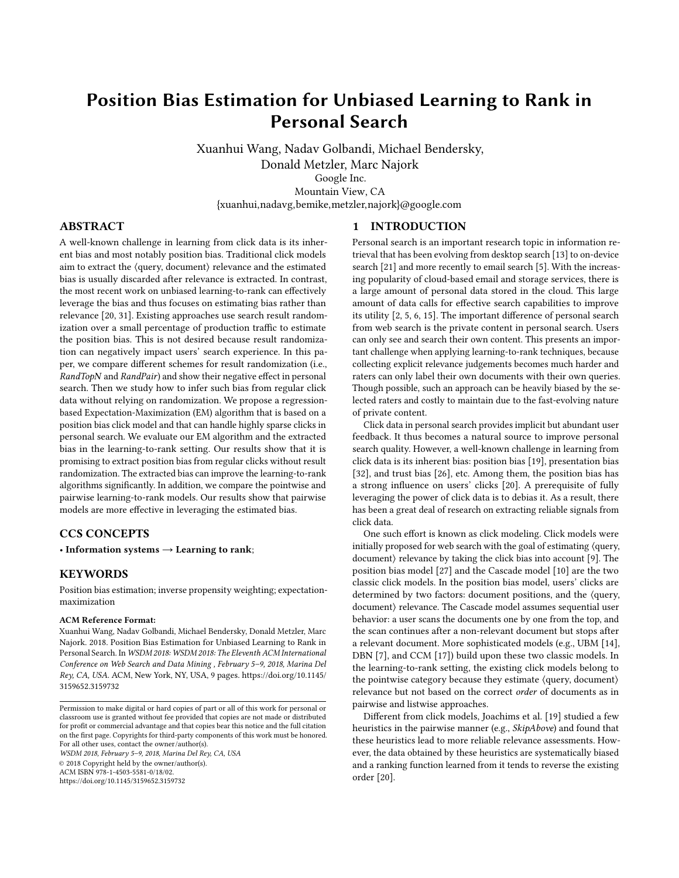# Position Bias Estimation for Unbiased Learning to Rank in Personal Search

Xuanhui Wang, Nadav Golbandi, Michael Bendersky, Donald Metzler, Marc Najork
Google Inc.
Mountain View, CA
{xuanhui,nadavg,bemike,metzler,najork}@google.com

## ABSTRACT

A well-known challenge in learning from click data is its inherent bias and most notably position bias. Traditional click models aim to extract the ⟨query, document⟩ relevance and the estimated bias is usually discarded after relevance is extracted. In contrast, the most recent work on unbiased learning-to-rank can effectively leverage the bias and thus focuses on estimating bias rather than relevance [20, 31]. Existing approaches use search result randomization over a small percentage of production traffic to estimate the position bias. This is not desired because result randomization can negatively impact users' search experience. In this paper, we compare different schemes for result randomization (i.e., *RandTopN* and *RandPair*) and show their negative effect in personal search. Then we study how to infer such bias from regular click data without relying on randomization. We propose a regression-based Expectation-Maximization (EM) algorithm that is based on a position bias click model and that can handle highly sparse clicks in personal search. We evaluate our EM algorithm and the extracted bias in the learning-to-rank setting. Our results show that it is promising to extract position bias from regular clicks without result randomization. The extracted bias can improve the learning-to-rank algorithms significantly. In addition, we compare the pointwise and pairwise learning-to-rank models. Our results show that pairwise models are more effective in leveraging the estimated bias.

## CCS CONCEPTS

• **Information systems → Learning to rank**;

## KEYWORDS

Position bias estimation; inverse propensity weighting; expectation-maximization

**ACM Reference Format:**
Xuanhui Wang, Nadav Golbandi, Michael Bendersky, Donald Metzler, Marc Najork. 2018. Position Bias Estimation for Unbiased Learning to Rank in Personal Search. In *WSDM 2018: WSDM 2018: The Eleventh ACM International Conference on Web Search and Data Mining , February 5–9, 2018, Marina Del Rey, CA, USA.* ACM, New York, NY, USA, 9 pages. https://doi.org/10.1145/3159652.3159732

Permission to make digital or hard copies of part or all of this work for personal or classroom use is granted without fee provided that copies are not made or distributed for profit or commercial advantage and that copies bear this notice and the full citation on the first page. Copyrights for third-party components of this work must be honored. For all other uses, contact the owner/author(s).
*WSDM 2018, February 5–9, 2018, Marina Del Rey, CA, USA*
© 2018 Copyright held by the owner/author(s).
ACM ISBN 978-1-4503-5581-0/18/02.
https://doi.org/10.1145/3159652.3159732

## 1 INTRODUCTION

Personal search is an important research topic in information retrieval that has been evolving from desktop search [13] to on-device search [21] and more recently to email search [5]. With the increasing popularity of cloud-based email and storage services, there is a large amount of personal data stored in the cloud. This large amount of data calls for effective search capabilities to improve its utility [2, 5, 6, 15]. The important difference of personal search from web search is the private content in personal search. Users can only see and search their own content. This presents an important challenge when applying learning-to-rank techniques, because collecting explicit relevance judgements becomes much harder and raters can only label their own documents with their own queries. Though possible, such an approach can be heavily biased by the selected raters and costly to maintain due to the fast-evolving nature of private content.

Click data in personal search provides implicit but abundant user feedback. It thus becomes a natural source to improve personal search quality. However, a well-known challenge in learning from click data is its inherent bias: position bias [19], presentation bias [32], and trust bias [26], etc. Among them, the position bias has a strong influence on users' clicks [20]. A prerequisite of fully leveraging the power of click data is to debias it. As a result, there has been a great deal of research on extracting reliable signals from click data.

One such effort is known as click modeling. Click models were initially proposed for web search with the goal of estimating ⟨query, document⟩ relevance by taking the click bias into account [9]. The position bias model [27] and the Cascade model [10] are the two classic click models. In the position bias model, users' clicks are determined by two factors: document positions, and the ⟨query, document⟩ relevance. The Cascade model assumes sequential user behavior: a user scans the documents one by one from the top, and the scan continues after a non-relevant document but stops after a relevant document. More sophisticated models (e.g., UBM [14], DBN [7], and CCM [17]) build upon these two classic models. In the learning-to-rank setting, the existing click models belong to the pointwise category because they estimate ⟨query, document⟩ relevance but not based on the correct *order* of documents as in pairwise and listwise approaches.

Different from click models, Joachims et al. [19] studied a few heuristics in the pairwise manner (e.g., *SkipAbove*) and found that these heuristics lead to more reliable relevance assessments. However, the data obtained by these heuristics are systematically biased and a ranking function learned from it tends to reverse the existing order [20].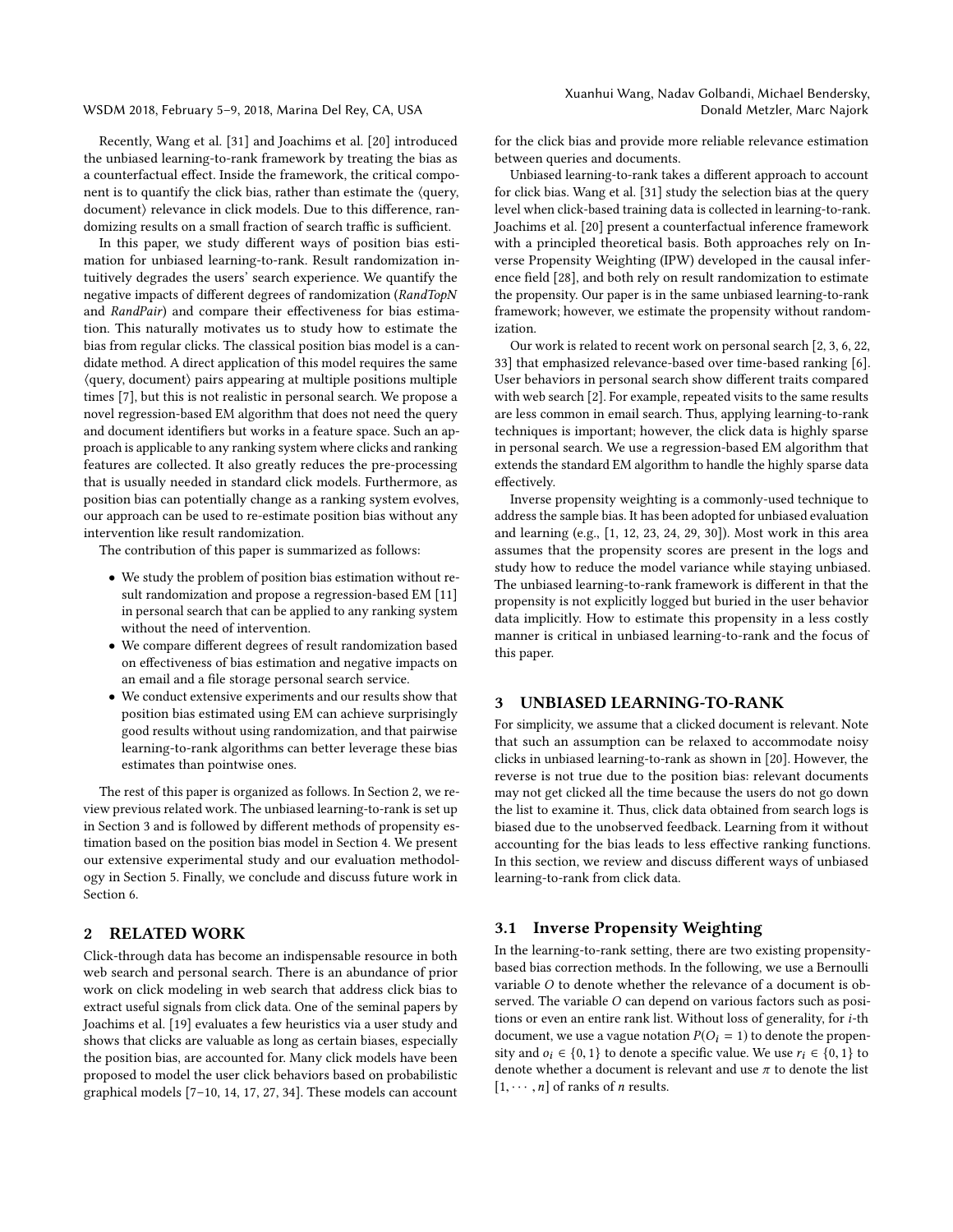Recently, Wang et al. [31] and Joachims et al. [20] introduced the unbiased learning-to-rank framework by treating the bias as a counterfactual effect. Inside the framework, the critical component is to quantify the click bias, rather than estimate the ⟨query, document⟩ relevance in click models. Due to this difference, randomizing results on a small fraction of search traffic is sufficient.

In this paper, we study different ways of position bias estimation for unbiased learning-to-rank. Result randomization intuitively degrades the users' search experience. We quantify the negative impacts of different degrees of randomization (*RandTopN* and *RandPair*) and compare their effectiveness for bias estimation. This naturally motivates us to study how to estimate the bias from regular clicks. The classical position bias model is a candidate method. A direct application of this model requires the same ⟨query, document⟩ pairs appearing at multiple positions multiple times [7], but this is not realistic in personal search. We propose a novel regression-based EM algorithm that does not need the query and document identifiers but works in a feature space. Such an approach is applicable to any ranking system where clicks and ranking features are collected. It also greatly reduces the pre-processing that is usually needed in standard click models. Furthermore, as position bias can potentially change as a ranking system evolves, our approach can be used to re-estimate position bias without any intervention like result randomization.

The contribution of this paper is summarized as follows:

- We study the problem of position bias estimation without result randomization and propose a regression-based EM [11] in personal search that can be applied to any ranking system without the need of intervention.
- We compare different degrees of result randomization based on effectiveness of bias estimation and negative impacts on an email and a file storage personal search service.
- We conduct extensive experiments and our results show that position bias estimated using EM can achieve surprisingly good results without using randomization, and that pairwise learning-to-rank algorithms can better leverage these bias estimates than pointwise ones.

The rest of this paper is organized as follows. In Section 2, we review previous related work. The unbiased learning-to-rank is set up in Section 3 and is followed by different methods of propensity estimation based on the position bias model in Section 4. We present our extensive experimental study and our evaluation methodology in Section 5. Finally, we conclude and discuss future work in Section 6.

## 2 RELATED WORK

Click-through data has become an indispensable resource in both web search and personal search. There is an abundance of prior work on click modeling in web search that address click bias to extract useful signals from click data. One of the seminal papers by Joachims et al. [19] evaluates a few heuristics via a user study and shows that clicks are valuable as long as certain biases, especially the position bias, are accounted for. Many click models have been proposed to model the user click behaviors based on probabilistic graphical models [7–10, 14, 17, 27, 34]. These models can account for the click bias and provide more reliable relevance estimation between queries and documents.

Unbiased learning-to-rank takes a different approach to account for click bias. Wang et al. [31] study the selection bias at the query level when click-based training data is collected in learning-to-rank. Joachims et al. [20] present a counterfactual inference framework with a principled theoretical basis. Both approaches rely on Inverse Propensity Weighting (IPW) developed in the causal inference field [28], and both rely on result randomization to estimate the propensity. Our paper is in the same unbiased learning-to-rank framework; however, we estimate the propensity without randomization.

Our work is related to recent work on personal search [2, 3, 6, 22, 33] that emphasized relevance-based over time-based ranking [6]. User behaviors in personal search show different traits compared with web search [2]. For example, repeated visits to the same results are less common in email search. Thus, applying learning-to-rank techniques is important; however, the click data is highly sparse in personal search. We use a regression-based EM algorithm that extends the standard EM algorithm to handle the highly sparse data effectively.

Inverse propensity weighting is a commonly-used technique to address the sample bias. It has been adopted for unbiased evaluation and learning (e.g., [1, 12, 23, 24, 29, 30]). Most work in this area assumes that the propensity scores are present in the logs and study how to reduce the model variance while staying unbiased. The unbiased learning-to-rank framework is different in that the propensity is not explicitly logged but buried in the user behavior data implicitly. How to estimate this propensity in a less costly manner is critical in unbiased learning-to-rank and the focus of this paper.

## 3 UNBIASED LEARNING-TO-RANK

For simplicity, we assume that a clicked document is relevant. Note that such an assumption can be relaxed to accommodate noisy clicks in unbiased learning-to-rank as shown in [20]. However, the reverse is not true due to the position bias: relevant documents may not get clicked all the time because the users do not go down the list to examine it. Thus, click data obtained from search logs is biased due to the unobserved feedback. Learning from it without accounting for the bias leads to less effective ranking functions. In this section, we review and discuss different ways of unbiased learning-to-rank from click data.

### 3.1 Inverse Propensity Weighting

In the learning-to-rank setting, there are two existing propensity-based bias correction methods. In the following, we use a Bernoulli variable $O$ to denote whether the relevance of a document is observed. The variable $O$ can depend on various factors such as positions or even an entire rank list. Without loss of generality, for $i$-th document, we use a vague notation $P(O_i = 1)$ to denote the propensity and $o_i \in \{0, 1\}$ to denote a specific value. We use $r_i \in \{0, 1\}$ to denote whether a document is relevant and use $\pi$ to denote the list $[1, \cdots, n]$ of ranks of $n$ results.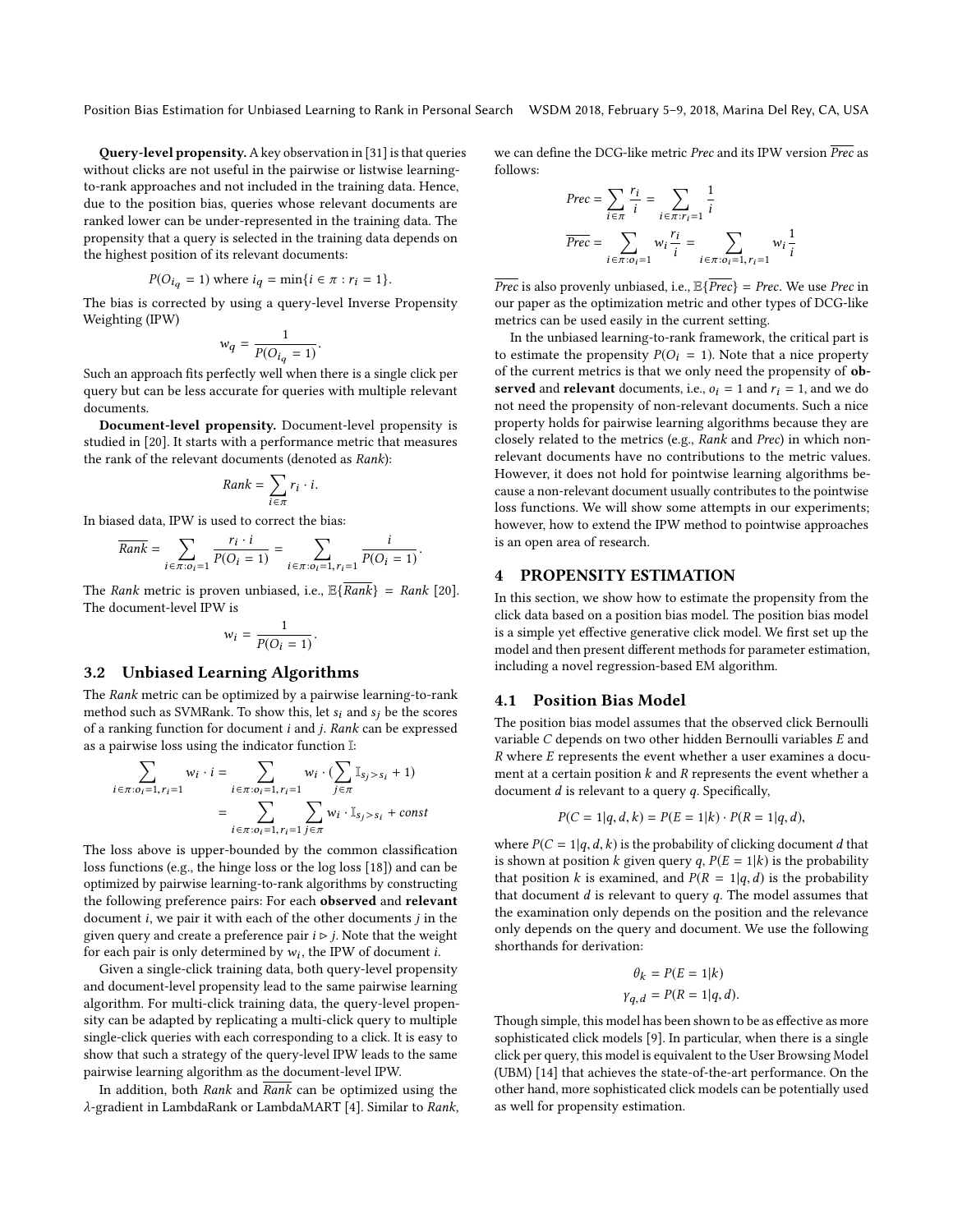**Query-level propensity.** A key observation in [31] is that queries without clicks are not useful in the pairwise or listwise learning-to-rank approaches and not included in the training data. Hence, due to the position bias, queries whose relevant documents are ranked lower can be under-represented in the training data. The propensity that a query is selected in the training data depends on the highest position of its relevant documents:

$$P(O_{i_q} = 1) \text{ where } i_q = \min\{i \in \pi : r_i = 1\}.$$

The bias is corrected by using a query-level Inverse Propensity Weighting (IPW)

$$w_q = \frac{1}{P(O_{i_q} = 1)}.$$

Such an approach fits perfectly well when there is a single click per query but can be less accurate for queries with multiple relevant documents.

**Document-level propensity.** Document-level propensity is studied in [20]. It starts with a performance metric that measures the rank of the relevant documents (denoted as *Rank*):

$$Rank = \sum_{i \in \pi} r_i \cdot i.$$

In biased data, IPW is used to correct the bias:

$$\overline{Rank} = \sum_{i \in \pi : o_i = 1} \frac{r_i \cdot i}{P(O_i = 1)} = \sum_{i \in \pi : o_i = 1, r_i = 1} \frac{i}{P(O_i = 1)}.$$

The *Rank* metric is proven unbiased, i.e., $\mathbb{E}\{\overline{Rank}\} = Rank$ [20]. The document-level IPW is

$$w_i = \frac{1}{P(O_i = 1)}.$$

## 3.2 Unbiased Learning Algorithms

The *Rank* metric can be optimized by a pairwise learning-to-rank method such as SVMRank. To show this, let $s_i$ and $s_j$ be the scores of a ranking function for document $i$ and $j$. *Rank* can be expressed as a pairwise loss using the indicator function $\mathbb{I}$:

$$\begin{aligned}
\sum_{i \in \pi : o_i = 1, r_i = 1} w_i \cdot i &= \sum_{i \in \pi : o_i = 1, r_i = 1} w_i \cdot (\sum_{j \in \pi} \mathbb{I}_{s_j > s_i} + 1) \\
&= \sum_{i \in \pi : o_i = 1, r_i = 1} \sum_{j \in \pi} w_i \cdot \mathbb{I}_{s_j > s_i} + const
\end{aligned}$$

The loss above is upper-bounded by the common classification loss functions (e.g., the hinge loss or the log loss [18]) and can be optimized by pairwise learning-to-rank algorithms by constructing the following preference pairs: For each **observed** and **relevant** document $i$, we pair it with each of the other documents $j$ in the given query and create a preference pair $i \triangleright j$. Note that the weight for each pair is only determined by $w_i$, the IPW of document $i$.

Given a single-click training data, both query-level propensity and document-level propensity lead to the same pairwise learning algorithm. For multi-click training data, the query-level propensity can be adapted by replicating a multi-click query to multiple single-click queries with each corresponding to a click. It is easy to show that such a strategy of the query-level IPW leads to the same pairwise learning algorithm as the document-level IPW.

In addition, both *Rank* and $\overline{Rank}$ can be optimized using the $\lambda$-gradient in LambdaRank or LambdaMART [4]. Similar to *Rank*, we can define the DCG-like metric *Prec* and its IPW version $\overline{Prec}$ as follows:

$$\begin{aligned}
Prec &= \sum_{i \in \pi} \frac{r_i}{i} = \sum_{i \in \pi : r_i = 1} \frac{1}{i} \\
\overline{Prec} &= \sum_{i \in \pi : o_i = 1} w_i \frac{r_i}{i} = \sum_{i \in \pi : o_i = 1, r_i = 1} w_i \frac{1}{i}
\end{aligned}$$

$\overline{Prec}$ is also provenly unbiased, i.e., $\mathbb{E}\{\overline{Prec}\} = Prec$. We use *Prec* in our paper as the optimization metric and other types of DCG-like metrics can be used easily in the current setting.

In the unbiased learning-to-rank framework, the critical part is to estimate the propensity $P(O_i = 1)$. Note that a nice property of the current metrics is that we only need the propensity of **observed** and **relevant** documents, i.e., $o_i = 1$ and $r_i = 1$, and we do not need the propensity of non-relevant documents. Such a nice property holds for pairwise learning algorithms because they are closely related to the metrics (e.g., *Rank* and *Prec*) in which non-relevant documents have no contributions to the metric values. However, it does not hold for pointwise learning algorithms because a non-relevant document usually contributes to the pointwise loss functions. We will show some attempts in our experiments; however, how to extend the IPW method to pointwise approaches is an open area of research.

# 4 PROPENSITY ESTIMATION

In this section, we show how to estimate the propensity from the click data based on a position bias model. The position bias model is a simple yet effective generative click model. We first set up the model and then present different methods for parameter estimation, including a novel regression-based EM algorithm.

## 4.1 Position Bias Model

The position bias model assumes that the observed click Bernoulli variable $C$ depends on two other hidden Bernoulli variables $E$ and $R$ where $E$ represents the event whether a user examines a document at a certain position $k$ and $R$ represents the event whether a document $d$ is relevant to a query $q$. Specifically,

$$P(C = 1|q, d, k) = P(E = 1|k) \cdot P(R = 1|q, d),$$

where $P(C = 1|q, d, k)$ is the probability of clicking document $d$ that is shown at position $k$ given query $q$, $P(E = 1|k)$ is the probability that position $k$ is examined, and $P(R = 1|q, d)$ is the probability that document $d$ is relevant to query $q$. The model assumes that the examination only depends on the position and the relevance only depends on the query and document. We use the following shorthands for derivation:

$$\begin{aligned}
\theta_k &= P(E = 1|k) \\
\gamma_{q,d} &= P(R = 1|q, d).
\end{aligned}$$

Though simple, this model has been shown to be as effective as more sophisticated click models [9]. In particular, when there is a single click per query, this model is equivalent to the User Browsing Model (UBM) [14] that achieves the state-of-the-art performance. On the other hand, more sophisticated click models can be potentially used as well for propensity estimation.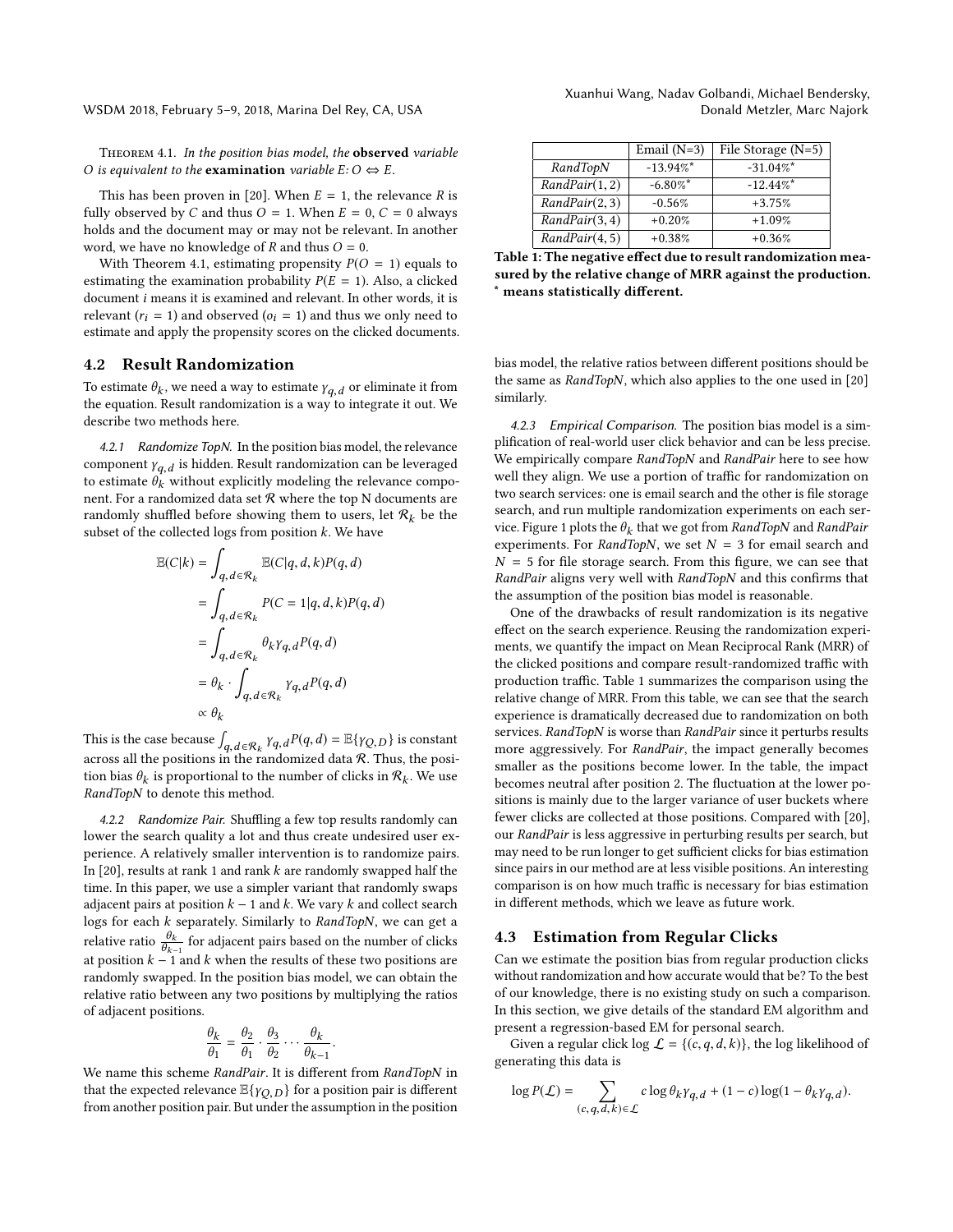THEOREM 4.1. *In the position bias model, the* **observed** *variable* $O$ *is equivalent to the* **examination** *variable* $E$: $O \Leftrightarrow E$.

This has been proven in [20]. When $E = 1$, the relevance $R$ is fully observed by $C$ and thus $O = 1$. When $E = 0$, $C = 0$ always holds and the document may or may not be relevant. In another word, we have no knowledge of $R$ and thus $O = 0$.

With Theorem 4.1, estimating propensity $P(O = 1)$ equals to estimating the examination probability $P(E = 1)$. Also, a clicked document $i$ means it is examined and relevant. In other words, it is relevant ($r_i = 1$) and observed ($o_i = 1$) and thus we only need to estimate and apply the propensity scores on the clicked documents.

## 4.2 Result Randomization

To estimate $\theta_k$, we need a way to estimate $\gamma_{q,d}$ or eliminate it from the equation. Result randomization is a way to integrate it out. We describe two methods here.

*4.2.1 Randomize TopN.* In the position bias model, the relevance component $\gamma_{q,d}$ is hidden. Result randomization can be leveraged to estimate $\theta_k$ without explicitly modeling the relevance component. For a randomized data set $\mathcal{R}$ where the top N documents are randomly shuffled before showing them to users, let $\mathcal{R}_k$ be the subset of the collected logs from position $k$. We have

$$
\begin{aligned}
\mathbb{E}(C|k) &= \int_{q,d \in \mathcal{R}_k} \mathbb{E}(C|q,d,k)P(q,d) \\
&= \int_{q,d \in \mathcal{R}_k} P(C = 1|q,d,k)P(q,d) \\
&= \int_{q,d \in \mathcal{R}_k} \theta_k \gamma_{q,d} P(q,d) \\
&= \theta_k \cdot \int_{q,d \in \mathcal{R}_k} \gamma_{q,d} P(q,d) \\
&\propto \theta_k
\end{aligned}
$$

This is the case because $\int_{q,d \in \mathcal{R}_k} \gamma_{q,d} P(q,d) = \mathbb{E}\{\gamma_{Q,D}\}$ is constant across all the positions in the randomized data $\mathcal{R}$. Thus, the position bias $\theta_k$ is proportional to the number of clicks in $\mathcal{R}_k$. We use *RandTopN* to denote this method.

*4.2.2 Randomize Pair.* Shuffling a few top results randomly can lower the search quality a lot and thus create undesired user experience. A relatively smaller intervention is to randomize pairs. In [20], results at rank 1 and rank $k$ are randomly swapped half the time. In this paper, we use a simpler variant that randomly swaps adjacent pairs at position $k-1$ and $k$. We vary $k$ and collect search logs for each $k$ separately. Similarly to *RandTopN*, we can get a relative ratio $\frac{\theta_k}{\theta_{k-1}}$ for adjacent pairs based on the number of clicks at position $k-1$ and $k$ when the results of these two positions are randomly swapped. In the position bias model, we can obtain the relative ratio between any two positions by multiplying the ratios of adjacent positions.

$$
\frac{\theta_k}{\theta_1} = \frac{\theta_2}{\theta_1} \cdot \frac{\theta_3}{\theta_2} \cdots \frac{\theta_k}{\theta_{k-1}}.
$$

We name this scheme *RandPair*. It is different from *RandTopN* in that the expected relevance $\mathbb{E}\{\gamma_{Q,D}\}$ for a position pair is different from another position pair. But under the assumption in the position bias model, the relative ratios between different positions should be the same as *RandTopN*, which also applies to the one used in [20] similarly.

| | Email (N=3) | File Storage (N=5) |
|---|---|---|
| *RandTopN* | -13.94%* | -31.04%* |
| *RandPair*(1, 2) | -6.80%* | -12.44%* |
| *RandPair*(2, 3) | -0.56% | +3.75% |
| *RandPair*(3, 4) | +0.20% | +1.09% |
| *RandPair*(4, 5) | +0.38% | +0.36% |

**Table 1: The negative effect due to result randomization measured by the relative change of MRR against the production. * means statistically different.**

*4.2.3 Empirical Comparison.* The position bias model is a simplification of real-world user click behavior and can be less precise. We empirically compare *RandTopN* and *RandPair* here to see how well they align. We use a portion of traffic for randomization on two search services: one is email search and the other is file storage search, and run multiple randomization experiments on each service. Figure 1 plots the $\theta_k$ that we got from *RandTopN* and *RandPair* experiments. For *RandTopN*, we set $N = 3$ for email search and $N = 5$ for file storage search. From this figure, we can see that *RandPair* aligns very well with *RandTopN* and this confirms that the assumption of the position bias model is reasonable.

One of the drawbacks of result randomization is its negative effect on the search experience. Reusing the randomization experiments, we quantify the impact on Mean Reciprocal Rank (MRR) of the clicked positions and compare result-randomized traffic with production traffic. Table 1 summarizes the comparison using the relative change of MRR. From this table, we can see that the search experience is dramatically decreased due to randomization on both services. *RandTopN* is worse than *RandPair* since it perturbs results more aggressively. For *RandPair*, the impact generally becomes smaller as the positions become lower. In the table, the impact becomes neutral after position 2. The fluctuation at the lower positions is mainly due to the larger variance of user buckets where fewer clicks are collected at those positions. Compared with [20], our *RandPair* is less aggressive in perturbing results per search, but may need to be run longer to get sufficient clicks for bias estimation since pairs in our method are at less visible positions. An interesting comparison is on how much traffic is necessary for bias estimation in different methods, which we leave as future work.

## 4.3 Estimation from Regular Clicks

Can we estimate the position bias from regular production clicks without randomization and how accurate would that be? To the best of our knowledge, there is no existing study on such a comparison. In this section, we give details of the standard EM algorithm and present a regression-based EM for personal search.

Given a regular click log $\mathcal{L} = \{(c, q, d, k)\}$, the log likelihood of generating this data is

$$
\log P(\mathcal{L}) = \sum_{(c,q,d,k) \in \mathcal{L}} c \log \theta_k \gamma_{q,d} + (1-c)\log(1 - \theta_k \gamma_{q,d}).
$$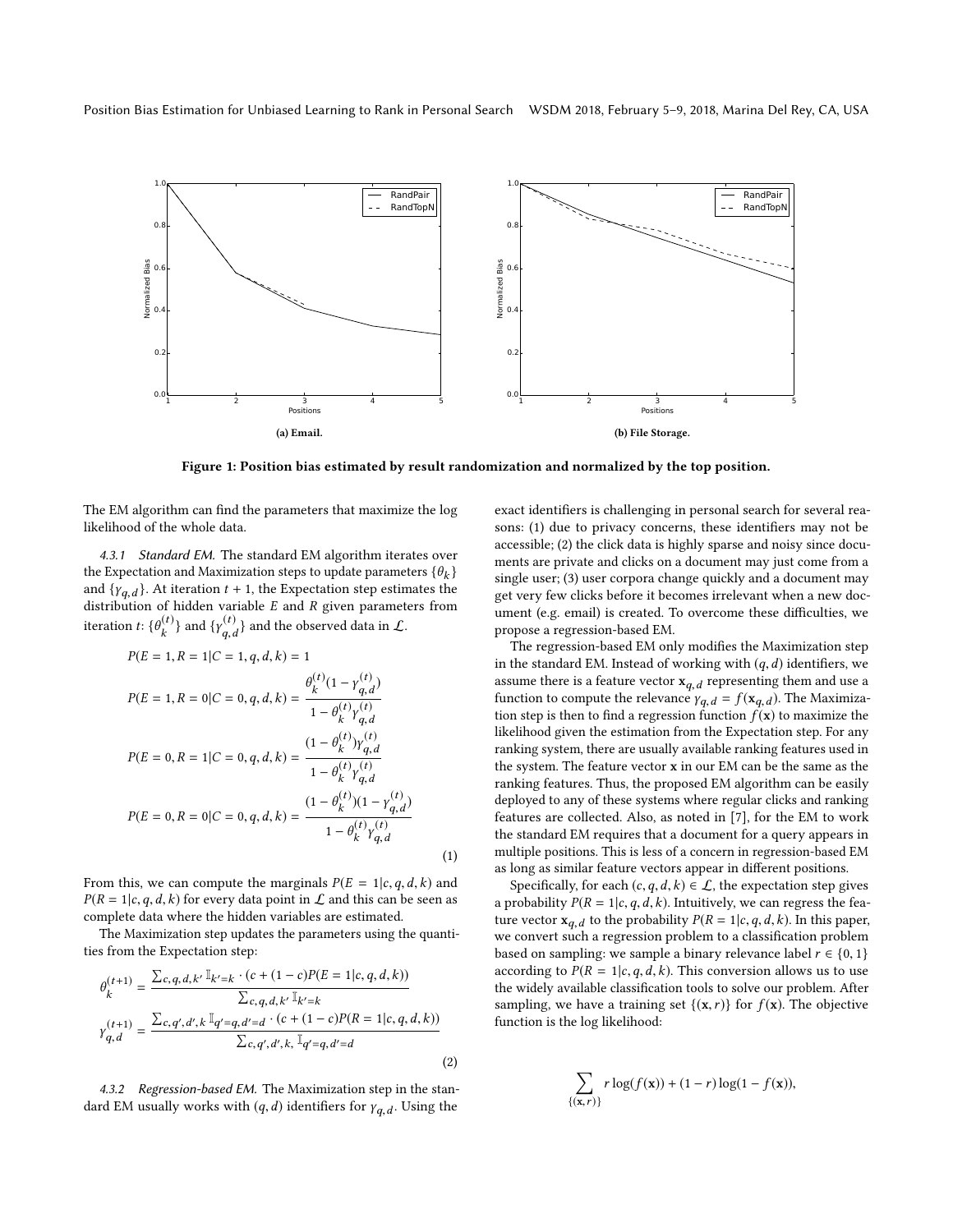Figure 1: Position bias estimated by result randomization and normalized by the top position.

(a) Email.

(b) File Storage.

The EM algorithm can find the parameters that maximize the log likelihood of the whole data.

*4.3.1 Standard EM.* The standard EM algorithm iterates over the Expectation and Maximization steps to update parameters $\{\theta_k\}$ and $\{\gamma_{q,d}\}$. At iteration $t+1$, the Expectation step estimates the distribution of hidden variable $E$ and $R$ given parameters from iteration $t$: $\{\theta_k^{(t)}\}$ and $\{\gamma_{q,d}^{(t)}\}$ and the observed data in $\mathcal{L}$.

$$
\begin{aligned}
P(E=1, R=1|C=1, q, d, k) &= 1 \\
P(E=1, R=0|C=0, q, d, k) &= \frac{\theta_k^{(t)}(1-\gamma_{q,d}^{(t)})}{1-\theta_k^{(t)}\gamma_{q,d}^{(t)}} \\
P(E=0, R=1|C=0, q, d, k) &= \frac{(1-\theta_k^{(t)})\gamma_{q,d}^{(t)}}{1-\theta_k^{(t)}\gamma_{q,d}^{(t)}} \\
P(E=0, R=0|C=0, q, d, k) &= \frac{(1-\theta_k^{(t)})(1-\gamma_{q,d}^{(t)})}{1-\theta_k^{(t)}\gamma_{q,d}^{(t)}}
\end{aligned} \tag{1}
$$

From this, we can compute the marginals $P(E=1|c, q, d, k)$ and $P(R=1|c, q, d, k)$ for every data point in $\mathcal{L}$ and this can be seen as complete data where the hidden variables are estimated.

The Maximization step updates the parameters using the quantities from the Expectation step:

$$
\begin{aligned}
\theta_k^{(t+1)} &= \frac{\sum_{c,q,d,k'} \mathbb{I}_{k'=k} \cdot (c + (1-c)P(E=1|c,q,d,k))}{\sum_{c,q,d,k'} \mathbb{I}_{k'=k}} \\
\gamma_{q,d}^{(t+1)} &= \frac{\sum_{c,q',d',k} \mathbb{I}_{q'=q,d'=d} \cdot (c + (1-c)P(R=1|c,q,d,k))}{\sum_{c,q',d',k,} \mathbb{I}_{q'=q,d'=d}}
\end{aligned} \tag{2}
$$

*4.3.2 Regression-based EM.* The Maximization step in the standard EM usually works with $(q, d)$ identifiers for $\gamma_{q,d}$. Using the exact identifiers is challenging in personal search for several reasons: (1) due to privacy concerns, these identifiers may not be accessible; (2) the click data is highly sparse and noisy since documents are private and clicks on a document may just come from a single user; (3) user corpora change quickly and a document may get very few clicks before it becomes irrelevant when a new document (e.g. email) is created. To overcome these difficulties, we propose a regression-based EM.

The regression-based EM only modifies the Maximization step in the standard EM. Instead of working with $(q, d)$ identifiers, we assume there is a feature vector $\mathbf{x}_{q,d}$ representing them and use a function to compute the relevance $\gamma_{q,d} = f(\mathbf{x}_{q,d})$. The Maximization step is then to find a regression function $f(\mathbf{x})$ to maximize the likelihood given the estimation from the Expectation step. For any ranking system, there are usually available ranking features used in the system. The feature vector $\mathbf{x}$ in our EM can be the same as the ranking features. Thus, the proposed EM algorithm can be easily deployed to any of these systems where regular clicks and ranking features are collected. Also, as noted in [7], for the EM to work the standard EM requires that a document for a query appears in multiple positions. This is less of a concern in regression-based EM as long as similar feature vectors appear in different positions.

Specifically, for each $(c, q, d, k) \in \mathcal{L}$, the expectation step gives a probability $P(R=1|c, q, d, k)$. Intuitively, we can regress the feature vector $\mathbf{x}_{q,d}$ to the probability $P(R=1|c, q, d, k)$. In this paper, we convert such a regression problem to a classification problem based on sampling: we sample a binary relevance label $r \in \{0, 1\}$ according to $P(R=1|c, q, d, k)$. This conversion allows us to use the widely available classification tools to solve our problem. After sampling, we have a training set $\{(\mathbf{x}, r)\}$ for $f(\mathbf{x})$. The objective function is the log likelihood:

$$
\sum_{\{(\mathbf{x}, r)\}} r \log(f(\mathbf{x})) + (1-r)\log(1-f(\mathbf{x})),
$$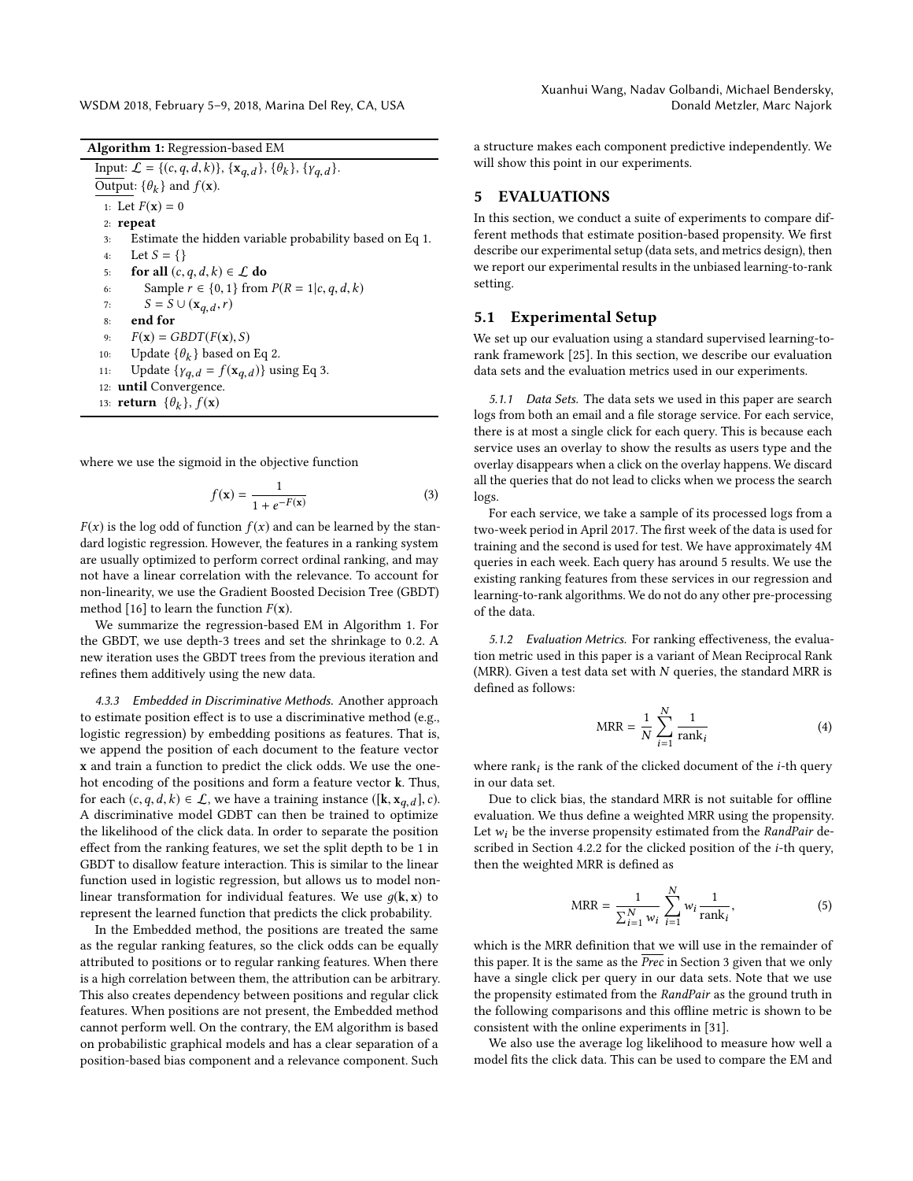**Algorithm 1:** Regression-based EM

Input: $\mathcal{L} = \{(c, q, d, k)\}$, $\{\mathbf{x}_{q,d}\}$, $\{\theta_k\}$, $\{\gamma_{q,d}\}$.
Output: $\{\theta_k\}$ and $f(\mathbf{x})$.

1: Let $F(\mathbf{x}) = 0$
2: **repeat**
3: Estimate the hidden variable probability based on Eq 1.
4: Let $S = \{\}$
5: **for all** $(c, q, d, k) \in \mathcal{L}$ **do**
6: Sample $r \in \{0, 1\}$ from $P(R = 1|c, q, d, k)$
7: $S = S \cup (\mathbf{x}_{q,d}, r)$
8: **end for**
9: $F(\mathbf{x}) = GBDT(F(\mathbf{x}), S)$
10: Update $\{\theta_k\}$ based on Eq 2.
11: Update $\{\gamma_{q,d} = f(\mathbf{x}_{q,d})\}$ using Eq 3.
12: **until** Convergence.
13: **return** $\{\theta_k\}$, $f(\mathbf{x})$

where we use the sigmoid in the objective function

$$f(\mathbf{x}) = \frac{1}{1 + e^{-F(\mathbf{x})}} \tag{3}$$

$F(x)$ is the log odd of function $f(x)$ and can be learned by the standard logistic regression. However, the features in a ranking system are usually optimized to perform correct ordinal ranking, and may not have a linear correlation with the relevance. To account for non-linearity, we use the Gradient Boosted Decision Tree (GBDT) method [16] to learn the function $F(\mathbf{x})$.

We summarize the regression-based EM in Algorithm 1. For the GBDT, we use depth-3 trees and set the shrinkage to 0.2. A new iteration uses the GBDT trees from the previous iteration and refines them additively using the new data.

*4.3.3 Embedded in Discriminative Methods.* Another approach to estimate position effect is to use a discriminative method (e.g., logistic regression) by embedding positions as features. That is, we append the position of each document to the feature vector $\mathbf{x}$ and train a function to predict the click odds. We use the one-hot encoding of the positions and form a feature vector $\mathbf{k}$. Thus, for each $(c, q, d, k) \in \mathcal{L}$, we have a training instance $([\mathbf{k}, \mathbf{x}_{q,d}], c)$. A discriminative model GDBT can then be trained to optimize the likelihood of the click data. In order to separate the position effect from the ranking features, we set the split depth to be 1 in GBDT to disallow feature interaction. This is similar to the linear function used in logistic regression, but allows us to model non-linear transformation for individual features. We use $g(\mathbf{k}, \mathbf{x})$ to represent the learned function that predicts the click probability.

In the Embedded method, the positions are treated the same as the regular ranking features, so the click odds can be equally attributed to positions or to regular ranking features. When there is a high correlation between them, the attribution can be arbitrary. This also creates dependency between positions and regular click features. When positions are not present, the Embedded method cannot perform well. On the contrary, the EM algorithm is based on probabilistic graphical models and has a clear separation of a position-based bias component and a relevance component. Such a structure makes each component predictive independently. We will show this point in our experiments.

## 5 EVALUATIONS

In this section, we conduct a suite of experiments to compare different methods that estimate position-based propensity. We first describe our experimental setup (data sets, and metrics design), then we report our experimental results in the unbiased learning-to-rank setting.

### 5.1 Experimental Setup

We set up our evaluation using a standard supervised learning-to-rank framework [25]. In this section, we describe our evaluation data sets and the evaluation metrics used in our experiments.

*5.1.1 Data Sets.* The data sets we used in this paper are search logs from both an email and a file storage service. For each service, there is at most a single click for each query. This is because each service uses an overlay to show the results as users type and the overlay disappears when a click on the overlay happens. We discard all the queries that do not lead to clicks when we process the search logs.

For each service, we take a sample of its processed logs from a two-week period in April 2017. The first week of the data is used for training and the second is used for test. We have approximately 4M queries in each week. Each query has around 5 results. We use the existing ranking features from these services in our regression and learning-to-rank algorithms. We do not do any other pre-processing of the data.

*5.1.2 Evaluation Metrics.* For ranking effectiveness, the evaluation metric used in this paper is a variant of Mean Reciprocal Rank (MRR). Given a test data set with $N$ queries, the standard MRR is defined as follows:

$$\text{MRR} = \frac{1}{N} \sum_{i=1}^{N} \frac{1}{\text{rank}_i} \tag{4}$$

where $\text{rank}_i$ is the rank of the clicked document of the $i$-th query in our data set.

Due to click bias, the standard MRR is not suitable for offline evaluation. We thus define a weighted MRR using the propensity. Let $w_i$ be the inverse propensity estimated from the *RandPair* described in Section 4.2.2 for the clicked position of the $i$-th query, then the weighted MRR is defined as

$$\text{MRR} = \frac{1}{\sum_{i=1}^{N} w_i} \sum_{i=1}^{N} w_i \frac{1}{\text{rank}_i}, \tag{5}$$

which is the MRR definition that we will use in the remainder of this paper. It is the same as the $\overline{Prec}$ in Section 3 given that we only have a single click per query in our data sets. Note that we use the propensity estimated from the *RandPair* as the ground truth in the following comparisons and this offline metric is shown to be consistent with the online experiments in [31].

We also use the average log likelihood to measure how well a model fits the click data. This can be used to compare the EM and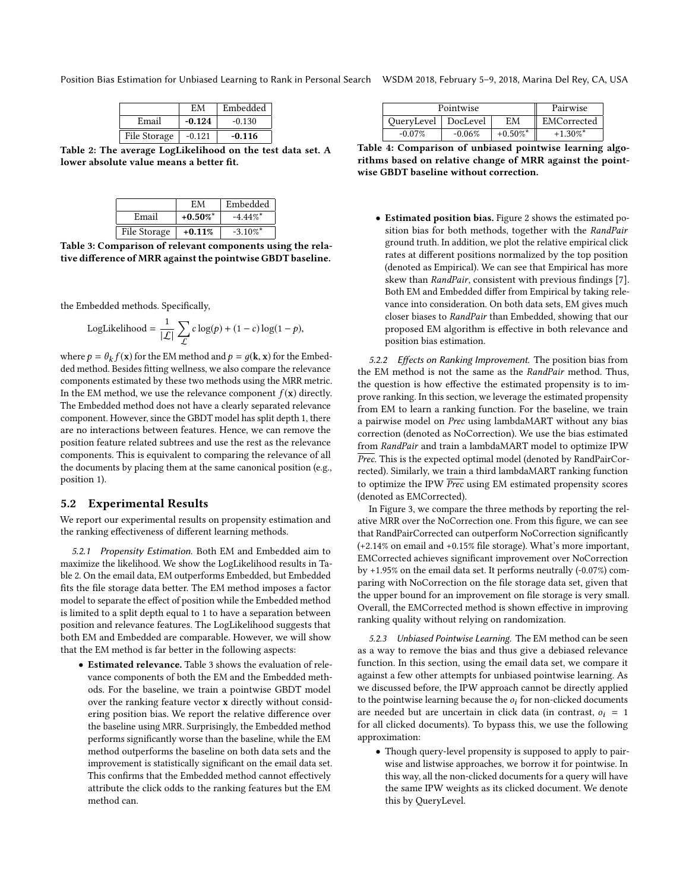|  | EM | Embedded |
|---|---|---|
| Email | **-0.124** | -0.130 |
| File Storage | -0.121 | **-0.116** |

**Table 2: The average LogLikelihood on the test data set. A lower absolute value means a better fit.**

|  | EM | Embedded |
|---|---|---|
| Email | **+0.50%*** | -4.44%* |
| File Storage | **+0.11%** | -3.10%* |

**Table 3: Comparison of relevant components using the relative difference of MRR against the pointwise GBDT baseline.**

the Embedded methods. Specifically,

$$\text{LogLikelihood} = \frac{1}{|\mathcal{L}|} \sum_{\mathcal{L}} c \log(p) + (1 - c) \log(1 - p),$$

where $p = \theta_k f(\mathbf{x})$ for the EM method and $p = g(\mathbf{k}, \mathbf{x})$ for the Embedded method. Besides fitting wellness, we also compare the relevance components estimated by these two methods using the MRR metric. In the EM method, we use the relevance component $f(\mathbf{x})$ directly. The Embedded method does not have a clearly separated relevance component. However, since the GBDT model has split depth 1, there are no interactions between features. Hence, we can remove the position feature related subtrees and use the rest as the relevance components. This is equivalent to comparing the relevance of all the documents by placing them at the same canonical position (e.g., position 1).

## 5.2 Experimental Results

We report our experimental results on propensity estimation and the ranking effectiveness of different learning methods.

*5.2.1 Propensity Estimation.* Both EM and Embedded aim to maximize the likelihood. We show the LogLikelihood results in Table 2. On the email data, EM outperforms Embedded, but Embedded fits the file storage data better. The EM method imposes a factor model to separate the effect of position while the Embedded method is limited to a split depth equal to 1 to have a separation between position and relevance features. The LogLikelihood suggests that both EM and Embedded are comparable. However, we will show that the EM method is far better in the following aspects:

- **Estimated relevance.** Table 3 shows the evaluation of relevance components of both the EM and the Embedded methods. For the baseline, we train a pointwise GBDT model over the ranking feature vector **x** directly without considering position bias. We report the relative difference over the baseline using MRR. Surprisingly, the Embedded method performs significantly worse than the baseline, while the EM method outperforms the baseline on both data sets and the improvement is statistically significant on the email data set. This confirms that the Embedded method cannot effectively attribute the click odds to the ranking features but the EM method can.

| Pointwise | | | Pairwise |
|---|---|---|---|
| QueryLevel | DocLevel | EM | EMCorrected |
| -0.07% | -0.06% | +0.50%* | +1.30%* |

**Table 4: Comparison of unbiased pointwise learning algorithms based on relative change of MRR against the pointwise GBDT baseline without correction.**

- **Estimated position bias.** Figure 2 shows the estimated position bias for both methods, together with the *RandPair* ground truth. In addition, we plot the relative empirical click rates at different positions normalized by the top position (denoted as Empirical). We can see that Empirical has more skew than *RandPair*, consistent with previous findings [7]. Both EM and Embedded differ from Empirical by taking relevance into consideration. On both data sets, EM gives much closer biases to *RandPair* than Embedded, showing that our proposed EM algorithm is effective in both relevance and position bias estimation.

*5.2.2 Effects on Ranking Improvement.* The position bias from the EM method is not the same as the *RandPair* method. Thus, the question is how effective the estimated propensity is to improve ranking. In this section, we leverage the estimated propensity from EM to learn a ranking function. For the baseline, we train a pairwise model on *Prec* using lambdaMART without any bias correction (denoted as NoCorrection). We use the bias estimated from *RandPair* and train a lambdaMART model to optimize IPW $\overline{Prec}$. This is the expected optimal model (denoted by RandPairCorrected). Similarly, we train a third lambdaMART ranking function to optimize the IPW $\overline{Prec}$ using EM estimated propensity scores (denoted as EMCorrected).

In Figure 3, we compare the three methods by reporting the relative MRR over the NoCorrection one. From this figure, we can see that RandPairCorrected can outperform NoCorrection significantly (+2.14% on email and +0.15% file storage). What's more important, EMCorrected achieves significant improvement over NoCorrection by +1.95% on the email data set. It performs neutrally (-0.07%) comparing with NoCorrection on the file storage data set, given that the upper bound for an improvement on file storage is very small. Overall, the EMCorrected method is shown effective in improving ranking quality without relying on randomization.

*5.2.3 Unbiased Pointwise Learning.* The EM method can be seen as a way to remove the bias and thus give a debiased relevance function. In this section, using the email data set, we compare it against a few other attempts for unbiased pointwise learning. As we discussed before, the IPW approach cannot be directly applied to the pointwise learning because the $o_i$ for non-clicked documents are needed but are uncertain in click data (in contrast, $o_i = 1$ for all clicked documents). To bypass this, we use the following approximation:

- Though query-level propensity is supposed to apply to pairwise and listwise approaches, we borrow it for pointwise. In this way, all the non-clicked documents for a query will have the same IPW weights as its clicked document. We denote this by QueryLevel.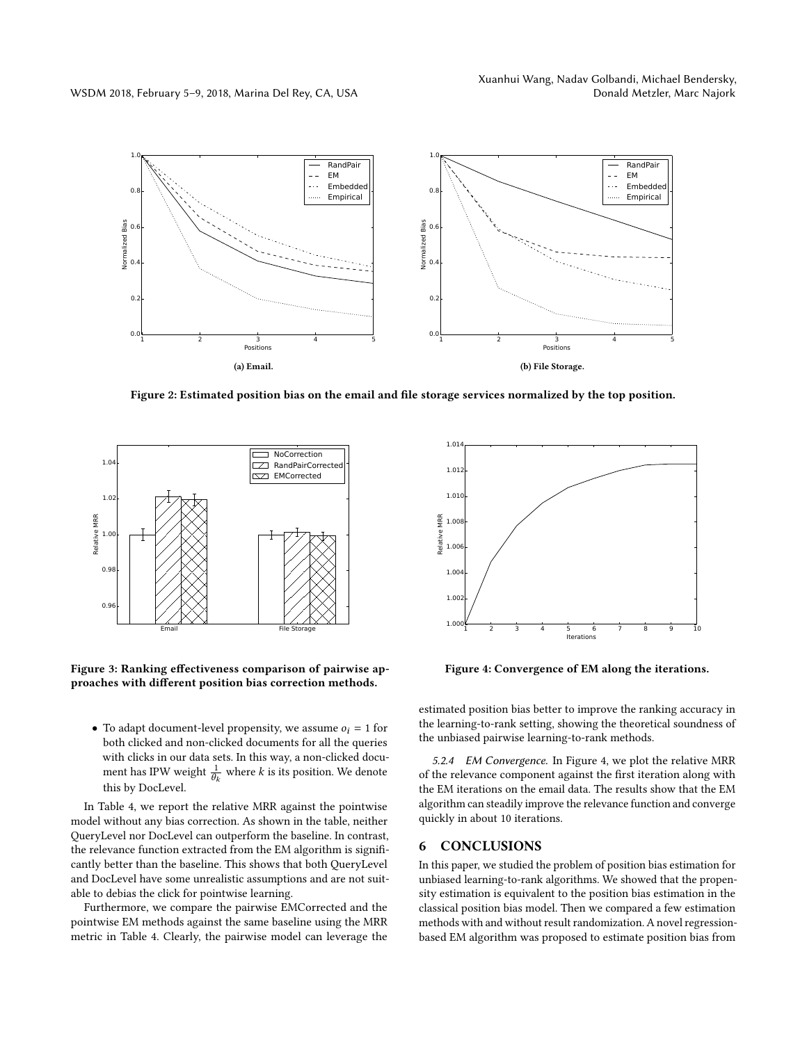Figure 2: Estimated position bias on the email and file storage services normalized by the top position.

(a) Email.

(b) File Storage.

Figure 3: Ranking effectiveness comparison of pairwise approaches with different position bias correction methods.

Figure 4: Convergence of EM along the iterations.

- To adapt document-level propensity, we assume $o_i = 1$ for both clicked and non-clicked documents for all the queries with clicks in our data sets. In this way, a non-clicked document has IPW weight $\frac{1}{\theta_k}$ where $k$ is its position. We denote this by DocLevel.

In Table 4, we report the relative MRR against the pointwise model without any bias correction. As shown in the table, neither QueryLevel nor DocLevel can outperform the baseline. In contrast, the relevance function extracted from the EM algorithm is significantly better than the baseline. This shows that both QueryLevel and DocLevel have some unrealistic assumptions and are not suitable to debias the click for pointwise learning.

Furthermore, we compare the pairwise EMCorrected and the pointwise EM methods against the same baseline using the MRR metric in Table 4. Clearly, the pairwise model can leverage the estimated position bias better to improve the ranking accuracy in the learning-to-rank setting, showing the theoretical soundness of the unbiased pairwise learning-to-rank methods.

*5.2.4 EM Convergence.* In Figure 4, we plot the relative MRR of the relevance component against the first iteration along with the EM iterations on the email data. The results show that the EM algorithm can steadily improve the relevance function and converge quickly in about 10 iterations.

## 6 CONCLUSIONS

In this paper, we studied the problem of position bias estimation for unbiased learning-to-rank algorithms. We showed that the propensity estimation is equivalent to the position bias estimation in the classical position bias model. Then we compared a few estimation methods with and without result randomization. A novel regression-based EM algorithm was proposed to estimate position bias from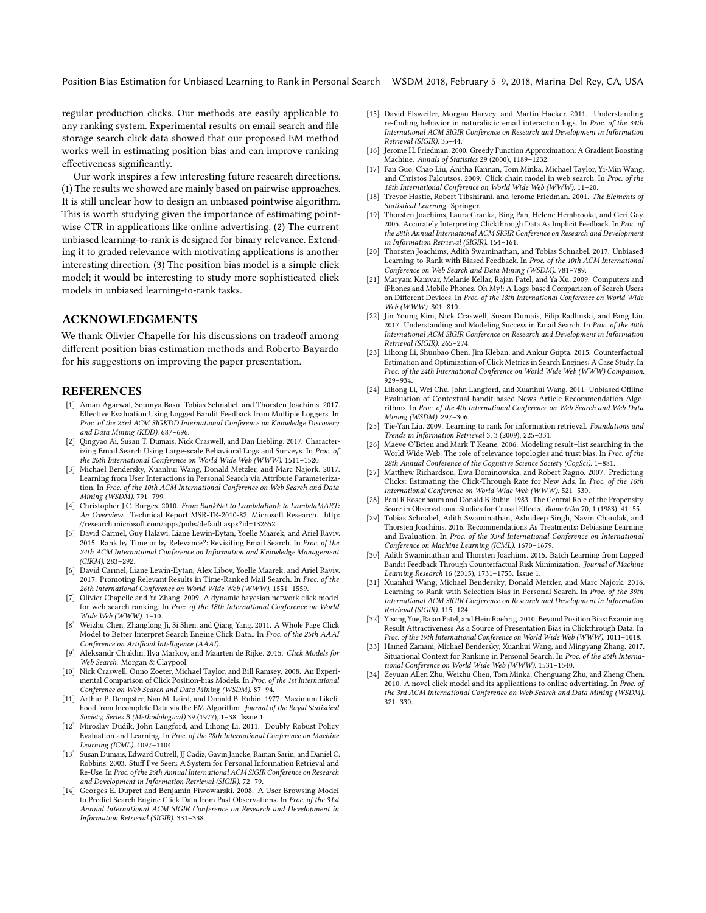regular production clicks. Our methods are easily applicable to any ranking system. Experimental results on email search and file storage search click data showed that our proposed EM method works well in estimating position bias and can improve ranking effectiveness significantly.

Our work inspires a few interesting future research directions. (1) The results we showed are mainly based on pairwise approaches. It is still unclear how to design an unbiased pointwise algorithm. This is worth studying given the importance of estimating pointwise CTR in applications like online advertising. (2) The current unbiased learning-to-rank is designed for binary relevance. Extending it to graded relevance with motivating applications is another interesting direction. (3) The position bias model is a simple click model; it would be interesting to study more sophisticated click models in unbiased learning-to-rank tasks.

## ACKNOWLEDGMENTS

We thank Olivier Chapelle for his discussions on tradeoff among different position bias estimation methods and Roberto Bayardo for his suggestions on improving the paper presentation.

## REFERENCES

- [1] Aman Agarwal, Soumya Basu, Tobias Schnabel, and Thorsten Joachims. 2017. Effective Evaluation Using Logged Bandit Feedback from Multiple Loggers. In *Proc. of the 23rd ACM SIGKDD International Conference on Knowledge Discovery and Data Mining (KDD)*. 687–696.
- [2] Qingyao Ai, Susan T. Dumais, Nick Craswell, and Dan Liebling. 2017. Characterizing Email Search Using Large-scale Behavioral Logs and Surveys. In *Proc. of the 26th International Conference on World Wide Web (WWW)*. 1511–1520.
- [3] Michael Bendersky, Xuanhui Wang, Donald Metzler, and Marc Najork. 2017. Learning from User Interactions in Personal Search via Attribute Parameterization. In *Proc. of the 10th ACM International Conference on Web Search and Data Mining (WSDM)*. 791–799.
- [4] Christopher J.C. Burges. 2010. *From RankNet to LambdaRank to LambdaMART: An Overview.* Technical Report MSR-TR-2010-82. Microsoft Research. http://research.microsoft.com/apps/pubs/default.aspx?id=132652
- [5] David Carmel, Guy Halawi, Liane Lewin-Eytan, Yoelle Maarek, and Ariel Raviv. 2015. Rank by Time or by Relevance?: Revisiting Email Search. In *Proc. of the 24th ACM International Conference on Information and Knowledge Management (CIKM)*. 283–292.
- [6] David Carmel, Liane Lewin-Eytan, Alex Libov, Yoelle Maarek, and Ariel Raviv. 2017. Promoting Relevant Results in Time-Ranked Mail Search. In *Proc. of the 26th International Conference on World Wide Web (WWW)*. 1551–1559.
- [7] Olivier Chapelle and Ya Zhang. 2009. A dynamic bayesian network click model for web search ranking. In *Proc. of the 18th International Conference on World Wide Web (WWW)*. 1–10.
- [8] Weizhu Chen, Zhanglong Ji, Si Shen, and Qiang Yang. 2011. A Whole Page Click Model to Better Interpret Search Engine Click Data.. In *Proc. of the 25th AAAI Conference on Artificial Intelligence (AAAI)*.
- [9] Aleksandr Chuklin, Ilya Markov, and Maarten de Rijke. 2015. *Click Models for Web Search.* Morgan & Claypool.
- [10] Nick Craswell, Onno Zoeter, Michael Taylor, and Bill Ramsey. 2008. An Experimental Comparison of Click Position-bias Models. In *Proc. of the 1st International Conference on Web Search and Data Mining (WSDM)*. 87–94.
- [11] Arthur P. Dempster, Nan M. Laird, and Donald B. Rubin. 1977. Maximum Likelihood from Incomplete Data via the EM Algorithm. *Journal of the Royal Statistical Society, Series B (Methodological)* 39 (1977), 1–38. Issue 1.
- [12] Miroslav Dudík, John Langford, and Lihong Li. 2011. Doubly Robust Policy Evaluation and Learning. In *Proc. of the 28th International Conference on Machine Learning (ICML)*. 1097–1104.
- [13] Susan Dumais, Edward Cutrell, JJ Cadiz, Gavin Jancke, Raman Sarin, and Daniel C. Robbins. 2003. Stuff I've Seen: A System for Personal Information Retrieval and Re-Use. In *Proc. of the 26th Annual International ACM SIGIR Conference on Research and Development in Information Retrieval (SIGIR)*. 72–79.
- [14] Georges E. Dupret and Benjamin Piwowarski. 2008. A User Browsing Model to Predict Search Engine Click Data from Past Observations. In *Proc. of the 31st Annual International ACM SIGIR Conference on Research and Development in Information Retrieval (SIGIR)*. 331–338.
- [15] David Elsweiler, Morgan Harvey, and Martin Hacker. 2011. Understanding re-finding behavior in naturalistic email interaction logs. In *Proc. of the 34th International ACM SIGIR Conference on Research and Development in Information Retrieval (SIGIR)*. 35–44.
- [16] Jerome H. Friedman. 2000. Greedy Function Approximation: A Gradient Boosting Machine. *Annals of Statistics* 29 (2000), 1189–1232.
- [17] Fan Guo, Chao Liu, Anitha Kannan, Tom Minka, Michael Taylor, Yi-Min Wang, and Christos Faloutsos. 2009. Click chain model in web search. In *Proc. of the 18th International Conference on World Wide Web (WWW)*. 11–20.
- [18] Trevor Hastie, Robert Tibshirani, and Jerome Friedman. 2001. *The Elements of Statistical Learning.* Springer.
- [19] Thorsten Joachims, Laura Granka, Bing Pan, Helene Hembrooke, and Geri Gay. 2005. Accurately Interpreting Clickthrough Data As Implicit Feedback. In *Proc. of the 28th Annual International ACM SIGIR Conference on Research and Development in Information Retrieval (SIGIR)*. 154–161.
- [20] Thorsten Joachims, Adith Swaminathan, and Tobias Schnabel. 2017. Unbiased Learning-to-Rank with Biased Feedback. In *Proc. of the 10th ACM International Conference on Web Search and Data Mining (WSDM)*. 781–789.
- [21] Maryam Kamvar, Melanie Kellar, Rajan Patel, and Ya Xu. 2009. Computers and iPhones and Mobile Phones, Oh My!: A Logs-based Comparison of Search Users on Different Devices. In *Proc. of the 18th International Conference on World Wide Web (WWW)*. 801–810.
- [22] Jin Young Kim, Nick Craswell, Susan Dumais, Filip Radlinski, and Fang Liu. 2017. Understanding and Modeling Success in Email Search. In *Proc. of the 40th International ACM SIGIR Conference on Research and Development in Information Retrieval (SIGIR)*. 265–274.
- [23] Lihong Li, Shunbao Chen, Jim Kleban, and Ankur Gupta. 2015. Counterfactual Estimation and Optimization of Click Metrics in Search Engines: A Case Study. In *Proc. of the 24th International Conference on World Wide Web (WWW) Companion*. 929–934.
- [24] Lihong Li, Wei Chu, John Langford, and Xuanhui Wang. 2011. Unbiased Offline Evaluation of Contextual-bandit-based News Article Recommendation Algorithms. In *Proc. of the 4th International Conference on Web Search and Web Data Mining (WSDM)*. 297–306.
- [25] Tie-Yan Liu. 2009. Learning to rank for information retrieval. *Foundations and Trends in Information Retrieval* 3, 3 (2009), 225–331.
- [26] Maeve O'Brien and Mark T Keane. 2006. Modeling result–list searching in the World Wide Web: The role of relevance topologies and trust bias. In *Proc. of the 28th Annual Conference of the Cognitive Science Society (CogSci)*. 1–881.
- [27] Matthew Richardson, Ewa Dominowska, and Robert Ragno. 2007. Predicting Clicks: Estimating the Click-Through Rate for New Ads. In *Proc. of the 16th International Conference on World Wide Web (WWW)*. 521–530.
- [28] Paul R Rosenbaum and Donald B Rubin. 1983. The Central Role of the Propensity Score in Observational Studies for Causal Effects. *Biometrika* 70, 1 (1983), 41–55.
- [29] Tobias Schnabel, Adith Swaminathan, Ashudeep Singh, Navin Chandak, and Thorsten Joachims. 2016. Recommendations As Treatments: Debiasing Learning and Evaluation. In *Proc. of the 33rd International Conference on International Conference on Machine Learning (ICML)*. 1670–1679.
- [30] Adith Swaminathan and Thorsten Joachims. 2015. Batch Learning from Logged Bandit Feedback Through Counterfactual Risk Minimization. *Journal of Machine Learning Research* 16 (2015), 1731–1755. Issue 1.
- [31] Xuanhui Wang, Michael Bendersky, Donald Metzler, and Marc Najork. 2016. Learning to Rank with Selection Bias in Personal Search. In *Proc. of the 39th International ACM SIGIR Conference on Research and Development in Information Retrieval (SIGIR)*. 115–124.
- [32] Yisong Yue, Rajan Patel, and Hein Roehrig. 2010. Beyond Position Bias: Examining Result Attractiveness As a Source of Presentation Bias in Clickthrough Data. In *Proc. of the 19th International Conference on World Wide Web (WWW)*. 1011–1018.
- [33] Hamed Zamani, Michael Bendersky, Xuanhui Wang, and Mingyang Zhang. 2017. Situational Context for Ranking in Personal Search. In *Proc. of the 26th International Conference on World Wide Web (WWW)*. 1531–1540.
- [34] Zeyuan Allen Zhu, Weizhu Chen, Tom Minka, Chenguang Zhu, and Zheng Chen. 2010. A novel click model and its applications to online advertising. In *Proc. of the 3rd ACM International Conference on Web Search and Data Mining (WSDM)*. 321–330.